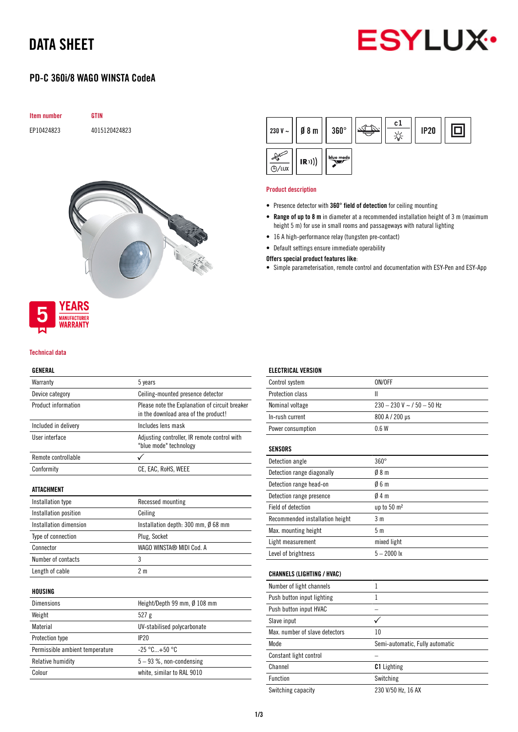# DATA SHEET

## PD-C 360i/8 WAGO WINSTA CodeA

| Item number | GTIN |
|---|---|
| EP10424823 | 4015120424823 |

### Product description

- Presence detector with **360° field of detection** for ceiling mounting
- **Range of up to 8 m** in diameter at a recommended installation height of 3 m (maximum height 5 m) for use in small rooms and passageways with natural lighting
- 16 A high-performance relay (tungsten pre-contact)
- Default settings ensure immediate operability

**Offers special product features like**:

- Simple parameterisation, remote control and documentation with ESY-Pen and ESY-App

### Technical data

| GENERAL | |
|---|---|
| Warranty | 5 years |
| Device category | Ceiling-mounted presence detector |
| Product information | Please note the Explanation of circuit breaker in the download area of the product! |
| Included in delivery | Includes lens mask |
| User interface | Adjusting controller, IR remote control with "blue mode" technology |
| Remote controllable | ✓ |
| Conformity | CE, EAC, RoHS, WEEE |

| ATTACHMENT | |
|---|---|
| Installation type | Recessed mounting |
| Installation position | Ceiling |
| Installation dimension | Installation depth: 300 mm, Ø 68 mm |
| Type of connection | Plug, Socket |
| Connector | WAGO WINSTA® MIDI Cod. A |
| Number of contacts | 3 |
| Length of cable | 2 m |

| HOUSING | |
|---|---|
| Dimensions | Height/Depth 99 mm, Ø 108 mm |
| Weight | 527 g |
| Material | UV-stabilised polycarbonate |
| Protection type | IP20 |
| Permissible ambient temperature | -25 °C...+50 °C |
| Relative humidity | 5 – 93 %, non-condensing |
| Colour | white, similar to RAL 9010 |

| ELECTRICAL VERSION | |
|---|---|
| Control system | ON/OFF |
| Protection class | II |
| Nominal voltage | 230 – 230 V ~ / 50 – 50 Hz |
| In-rush current | 800 A / 200 µs |
| Power consumption | 0.6 W |

| SENSORS | |
|---|---|
| Detection angle | 360° |
| Detection range diagonally | Ø 8 m |
| Detection range head-on | Ø 6 m |
| Detection range presence | Ø 4 m |
| Field of detection | up to 50 m² |
| Recommended installation height | 3 m |
| Max. mounting height | 5 m |
| Light measurement | mixed light |
| Level of brightness | 5 – 2000 lx |

| CHANNELS (LIGHTING / HVAC) | |
|---|---|
| Number of light channels | 1 |
| Push button input lighting | 1 |
| Push button input HVAC | – |
| Slave input | ✓ |
| Max. number of slave detectors | 10 |
| Mode | Semi-automatic, Fully automatic |
| Constant light control | – |
| Channel | **C1** Lighting |
| Function | Switching |
| Switching capacity | 230 V/50 Hz, 16 AX |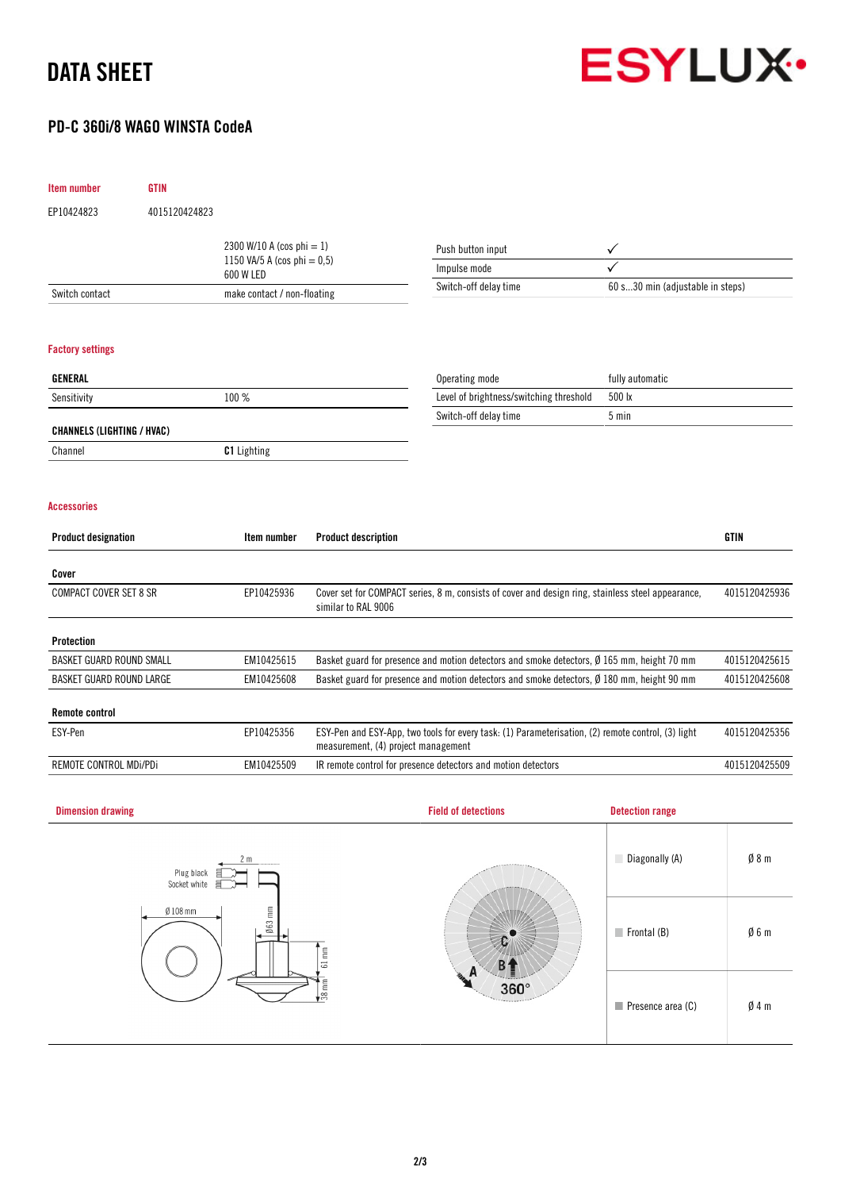# DATA SHEET

ESYLUX

## PD-C 360i/8 WAGO WINSTA CodeA

| Item number | GTIN |
|---|---|
| EP10424823 | 4015120424823 |

| | |
|---|---|
| | 2300 W/10 A (cos phi = 1)<br>1150 VA/5 A (cos phi = 0,5)<br>600 W LED |
| Switch contact | make contact / non-floating |

| | |
|---|---|
| Push button input | ✓ |
| Impulse mode | ✓ |
| Switch-off delay time | 60 s...30 min (adjustable in steps) |

### Factory settings

| GENERAL | |
|---|---|
| Sensitivity | 100 % |

| CHANNELS (LIGHTING / HVAC) | |
|---|---|
| Channel | **C1** Lighting |

| | |
|---|---|
| Operating mode | fully automatic |
| Level of brightness/switching threshold | 500 lx |
| Switch-off delay time | 5 min |

### Accessories

| Product designation | Item number | Product description | GTIN |
|---|---|---|---|
| **Cover** | | | |
| COMPACT COVER SET 8 SR | EP10425936 | Cover set for COMPACT series, 8 m, consists of cover and design ring, stainless steel appearance, similar to RAL 9006 | 4015120425936 |
| **Protection** | | | |
| BASKET GUARD ROUND SMALL | EM10425615 | Basket guard for presence and motion detectors and smoke detectors, Ø 165 mm, height 70 mm | 4015120425615 |
| BASKET GUARD ROUND LARGE | EM10425608 | Basket guard for presence and motion detectors and smoke detectors, Ø 180 mm, height 90 mm | 4015120425608 |
| **Remote control** | | | |
| ESY-Pen | EP10425356 | ESY-Pen and ESY-App, two tools for every task: (1) Parameterisation, (2) remote control, (3) light measurement, (4) project management | 4015120425356 |
| REMOTE CONTROL MDi/PDi | EM10425509 | IR remote control for presence detectors and motion detectors | 4015120425509 |

### Dimension drawing

2 m, Plug black, Socket white, Ø 108 mm, Ø63 mm, 61 mm, 38 mm

### Field of detections

A, B, C, 360°

### Detection range

| | |
|---|---|
| Diagonally (A) | Ø 8 m |
| Frontal (B) | Ø 6 m |
| Presence area (C) | Ø 4 m |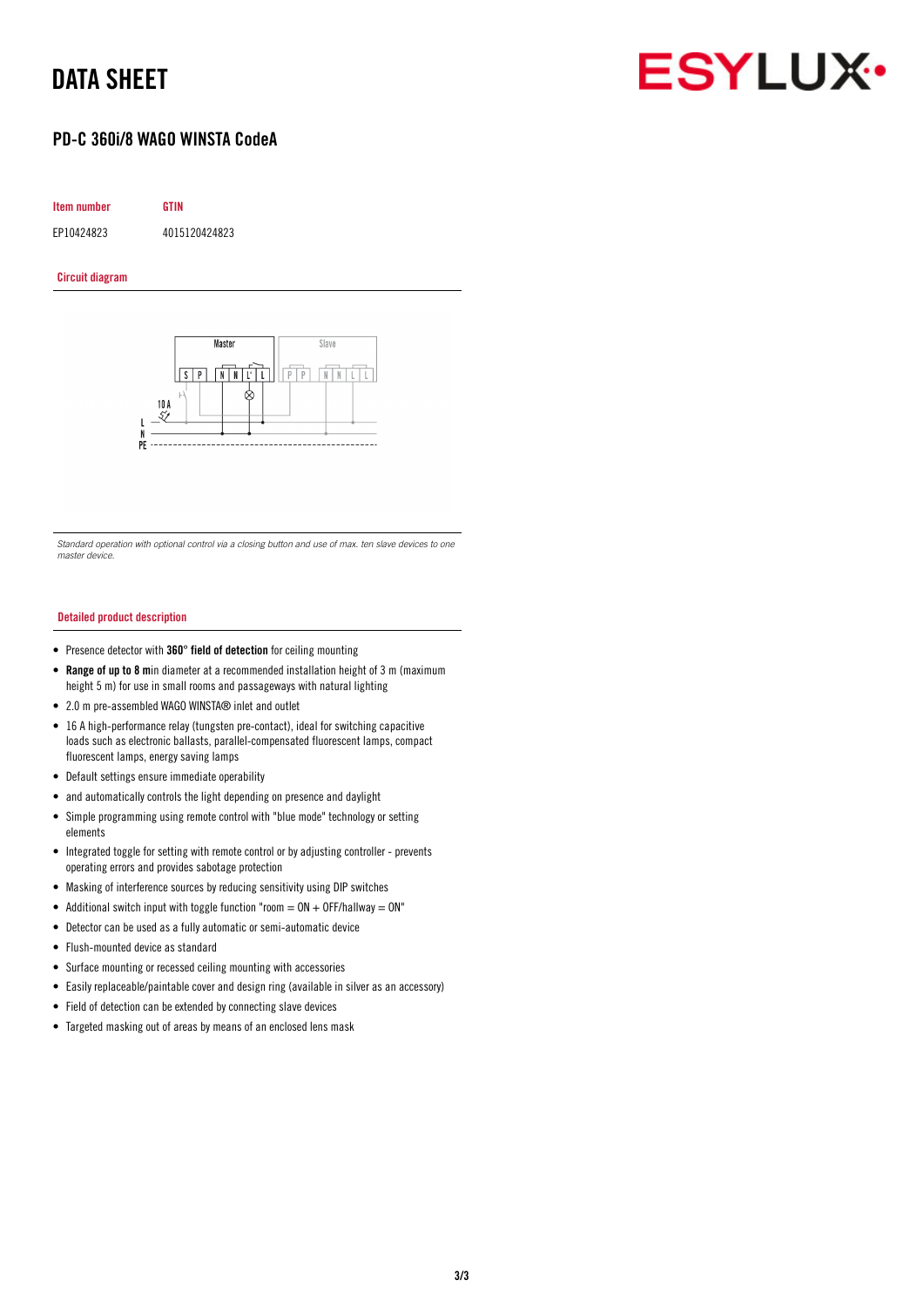# DATA SHEET

## PD-C 360i/8 WAGO WINSTA CodeA

| Item number | GTIN |
| --- | --- |
| EP10424823 | 4015120424823 |

### Circuit diagram

Master

Slave

S P N N L' L

P P N N L L

10 A

L

N

PE

*Standard operation with optional control via a closing button and use of max. ten slave devices to one master device.*

### Detailed product description

- Presence detector with **360° field of detection** for ceiling mounting
- **Range of up to 8 m**in diameter at a recommended installation height of 3 m (maximum height 5 m) for use in small rooms and passageways with natural lighting
- 2.0 m pre-assembled WAGO WINSTA® inlet and outlet
- 16 A high-performance relay (tungsten pre-contact), ideal for switching capacitive loads such as electronic ballasts, parallel-compensated fluorescent lamps, compact fluorescent lamps, energy saving lamps
- Default settings ensure immediate operability
- and automatically controls the light depending on presence and daylight
- Simple programming using remote control with "blue mode" technology or setting elements
- Integrated toggle for setting with remote control or by adjusting controller - prevents operating errors and provides sabotage protection
- Masking of interference sources by reducing sensitivity using DIP switches
- Additional switch input with toggle function "room = ON + OFF/hallway = ON"
- Detector can be used as a fully automatic or semi-automatic device
- Flush-mounted device as standard
- Surface mounting or recessed ceiling mounting with accessories
- Easily replaceable/paintable cover and design ring (available in silver as an accessory)
- Field of detection can be extended by connecting slave devices
- Targeted masking out of areas by means of an enclosed lens mask